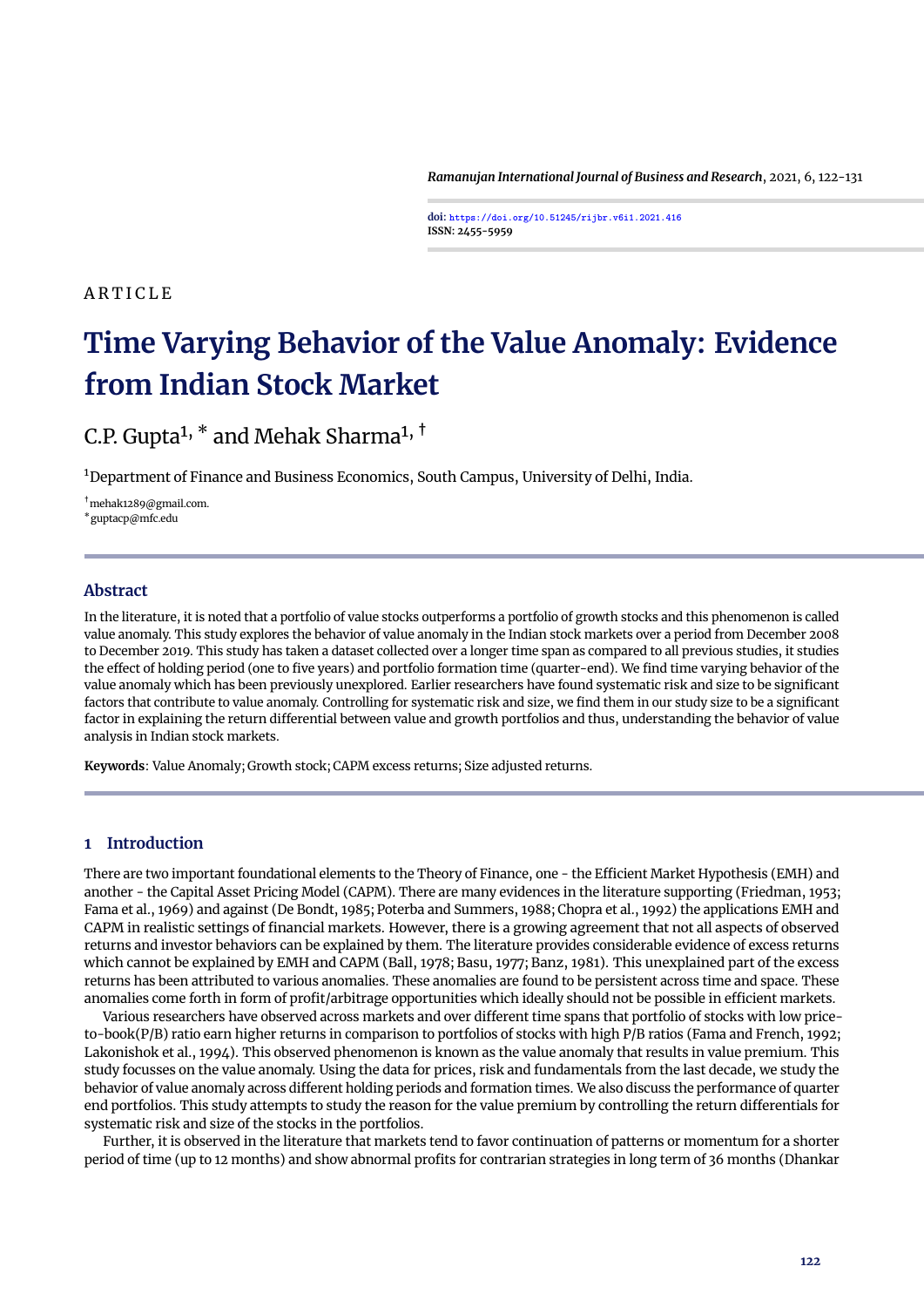ARTICLE

# Time Varying Behavior of the Value Anomaly: Evidence from Indian Stock Market

C.P. Gupta[1, *] and Mehak Sharma[1, †]

[1]Department of Finance and Business Economics, South Campus, University of Delhi, India.

[†]mehak1289@gmail.com.
[*]guptacp@mfc.edu

## Abstract

In the literature, it is noted that a portfolio of value stocks outperforms a portfolio of growth stocks and this phenomenon is called value anomaly. This study explores the behavior of value anomaly in the Indian stock markets over a period from December 2008 to December 2019. This study has taken a dataset collected over a longer time span as compared to all previous studies, it studies the effect of holding period (one to five years) and portfolio formation time (quarter-end). We find time varying behavior of the value anomaly which has been previously unexplored. Earlier researchers have found systematic risk and size to be significant factors that contribute to value anomaly. Controlling for systematic risk and size, we find them in our study size to be a significant factor in explaining the return differential between value and growth portfolios and thus, understanding the behavior of value analysis in Indian stock markets.

**Keywords**: Value Anomaly; Growth stock; CAPM excess returns; Size adjusted returns.

## 1 Introduction

There are two important foundational elements to the Theory of Finance, one - the Efficient Market Hypothesis (EMH) and another - the Capital Asset Pricing Model (CAPM). There are many evidences in the literature supporting (Friedman, 1953; Fama et al., 1969) and against (De Bondt, 1985; Poterba and Summers, 1988; Chopra et al., 1992) the applications EMH and CAPM in realistic settings of financial markets. However, there is a growing agreement that not all aspects of observed returns and investor behaviors can be explained by them. The literature provides considerable evidence of excess returns which cannot be explained by EMH and CAPM (Ball, 1978; Basu, 1977; Banz, 1981). This unexplained part of the excess returns has been attributed to various anomalies. These anomalies are found to be persistent across time and space. These anomalies come forth in form of profit/arbitrage opportunities which ideally should not be possible in efficient markets.

Various researchers have observed across markets and over different time spans that portfolio of stocks with low price-to-book(P/B) ratio earn higher returns in comparison to portfolios of stocks with high P/B ratios (Fama and French, 1992; Lakonishok et al., 1994). This observed phenomenon is known as the value anomaly that results in value premium. This study focusses on the value anomaly. Using the data for prices, risk and fundamentals from the last decade, we study the behavior of value anomaly across different holding periods and formation times. We also discuss the performance of quarter end portfolios. This study attempts to study the reason for the value premium by controlling the return differentials for systematic risk and size of the stocks in the portfolios.

Further, it is observed in the literature that markets tend to favor continuation of patterns or momentum for a shorter period of time (up to 12 months) and show abnormal profits for contrarian strategies in long term of 36 months (Dhankar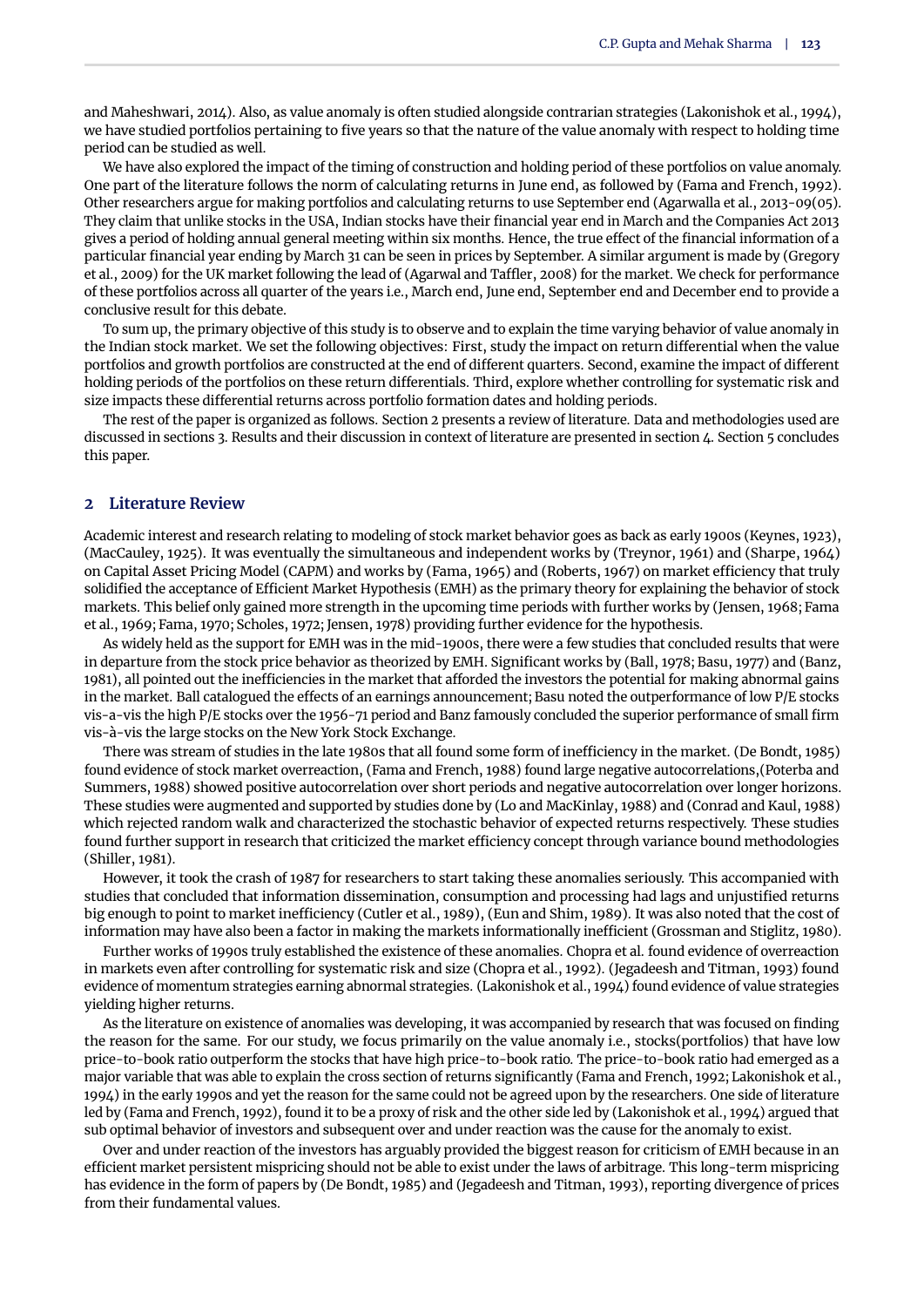and Maheshwari, 2014). Also, as value anomaly is often studied alongside contrarian strategies (Lakonishok et al., 1994), we have studied portfolios pertaining to five years so that the nature of the value anomaly with respect to holding time period can be studied as well.

We have also explored the impact of the timing of construction and holding period of these portfolios on value anomaly. One part of the literature follows the norm of calculating returns in June end, as followed by (Fama and French, 1992). Other researchers argue for making portfolios and calculating returns to use September end (Agarwalla et al., 2013-09(05). They claim that unlike stocks in the USA, Indian stocks have their financial year end in March and the Companies Act 2013 gives a period of holding annual general meeting within six months. Hence, the true effect of the financial information of a particular financial year ending by March 31 can be seen in prices by September. A similar argument is made by (Gregory et al., 2009) for the UK market following the lead of (Agarwal and Taffler, 2008) for the market. We check for performance of these portfolios across all quarter of the years i.e., March end, June end, September end and December end to provide a conclusive result for this debate.

To sum up, the primary objective of this study is to observe and to explain the time varying behavior of value anomaly in the Indian stock market. We set the following objectives: First, study the impact on return differential when the value portfolios and growth portfolios are constructed at the end of different quarters. Second, examine the impact of different holding periods of the portfolios on these return differentials. Third, explore whether controlling for systematic risk and size impacts these differential returns across portfolio formation dates and holding periods.

The rest of the paper is organized as follows. Section 2 presents a review of literature. Data and methodologies used are discussed in sections 3. Results and their discussion in context of literature are presented in section 4. Section 5 concludes this paper.

## 2 Literature Review

Academic interest and research relating to modeling of stock market behavior goes as back as early 1900s (Keynes, 1923), (MacCauley, 1925). It was eventually the simultaneous and independent works by (Treynor, 1961) and (Sharpe, 1964) on Capital Asset Pricing Model (CAPM) and works by (Fama, 1965) and (Roberts, 1967) on market efficiency that truly solidified the acceptance of Efficient Market Hypothesis (EMH) as the primary theory for explaining the behavior of stock markets. This belief only gained more strength in the upcoming time periods with further works by (Jensen, 1968; Fama et al., 1969; Fama, 1970; Scholes, 1972; Jensen, 1978) providing further evidence for the hypothesis.

As widely held as the support for EMH was in the mid-1900s, there were a few studies that concluded results that were in departure from the stock price behavior as theorized by EMH. Significant works by (Ball, 1978; Basu, 1977) and (Banz, 1981), all pointed out the inefficiencies in the market that afforded the investors the potential for making abnormal gains in the market. Ball catalogued the effects of an earnings announcement; Basu noted the outperformance of low P/E stocks vis-a-vis the high P/E stocks over the 1956-71 period and Banz famously concluded the superior performance of small firm vis-à-vis the large stocks on the New York Stock Exchange.

There was stream of studies in the late 1980s that all found some form of inefficiency in the market. (De Bondt, 1985) found evidence of stock market overreaction, (Fama and French, 1988) found large negative autocorrelations,(Poterba and Summers, 1988) showed positive autocorrelation over short periods and negative autocorrelation over longer horizons. These studies were augmented and supported by studies done by (Lo and MacKinlay, 1988) and (Conrad and Kaul, 1988) which rejected random walk and characterized the stochastic behavior of expected returns respectively. These studies found further support in research that criticized the market efficiency concept through variance bound methodologies (Shiller, 1981).

However, it took the crash of 1987 for researchers to start taking these anomalies seriously. This accompanied with studies that concluded that information dissemination, consumption and processing had lags and unjustified returns big enough to point to market inefficiency (Cutler et al., 1989), (Eun and Shim, 1989). It was also noted that the cost of information may have also been a factor in making the markets informationally inefficient (Grossman and Stiglitz, 1980).

Further works of 1990s truly established the existence of these anomalies. Chopra et al. found evidence of overreaction in markets even after controlling for systematic risk and size (Chopra et al., 1992). (Jegadeesh and Titman, 1993) found evidence of momentum strategies earning abnormal strategies. (Lakonishok et al., 1994) found evidence of value strategies yielding higher returns.

As the literature on existence of anomalies was developing, it was accompanied by research that was focused on finding the reason for the same. For our study, we focus primarily on the value anomaly i.e., stocks(portfolios) that have low price-to-book ratio outperform the stocks that have high price-to-book ratio. The price-to-book ratio had emerged as a major variable that was able to explain the cross section of returns significantly (Fama and French, 1992; Lakonishok et al., 1994) in the early 1990s and yet the reason for the same could not be agreed upon by the researchers. One side of literature led by (Fama and French, 1992), found it to be a proxy of risk and the other side led by (Lakonishok et al., 1994) argued that sub optimal behavior of investors and subsequent over and under reaction was the cause for the anomaly to exist.

Over and under reaction of the investors has arguably provided the biggest reason for criticism of EMH because in an efficient market persistent mispricing should not be able to exist under the laws of arbitrage. This long-term mispricing has evidence in the form of papers by (De Bondt, 1985) and (Jegadeesh and Titman, 1993), reporting divergence of prices from their fundamental values.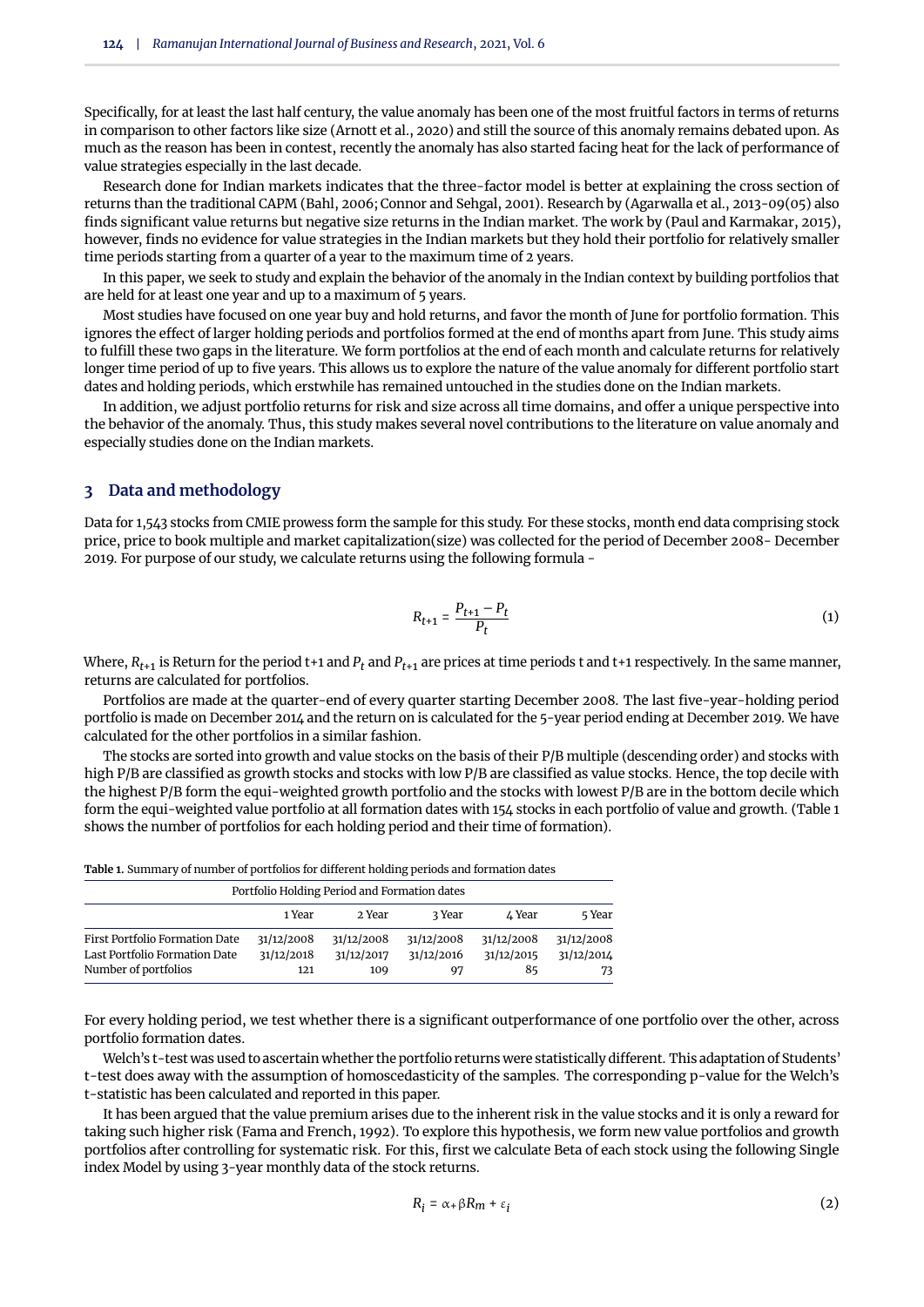Specifically, for at least the last half century, the value anomaly has been one of the most fruitful factors in terms of returns in comparison to other factors like size (Arnott et al., 2020) and still the source of this anomaly remains debated upon. As much as the reason has been in contest, recently the anomaly has also started facing heat for the lack of performance of value strategies especially in the last decade.

Research done for Indian markets indicates that the three-factor model is better at explaining the cross section of returns than the traditional CAPM (Bahl, 2006; Connor and Sehgal, 2001). Research by (Agarwalla et al., 2013-09(05) also finds significant value returns but negative size returns in the Indian market. The work by (Paul and Karmakar, 2015), however, finds no evidence for value strategies in the Indian markets but they hold their portfolio for relatively smaller time periods starting from a quarter of a year to the maximum time of 2 years.

In this paper, we seek to study and explain the behavior of the anomaly in the Indian context by building portfolios that are held for at least one year and up to a maximum of 5 years.

Most studies have focused on one year buy and hold returns, and favor the month of June for portfolio formation. This ignores the effect of larger holding periods and portfolios formed at the end of months apart from June. This study aims to fulfill these two gaps in the literature. We form portfolios at the end of each month and calculate returns for relatively longer time period of up to five years. This allows us to explore the nature of the value anomaly for different portfolio start dates and holding periods, which erstwhile has remained untouched in the studies done on the Indian markets.

In addition, we adjust portfolio returns for risk and size across all time domains, and offer a unique perspective into the behavior of the anomaly. Thus, this study makes several novel contributions to the literature on value anomaly and especially studies done on the Indian markets.

## 3 Data and methodology

Data for 1,543 stocks from CMIE prowess form the sample for this study. For these stocks, month end data comprising stock price, price to book multiple and market capitalization(size) was collected for the period of December 2008- December 2019. For purpose of our study, we calculate returns using the following formula -

$$R_{t+1} = \frac{P_{t+1} - P_t}{P_t} \tag{1}$$

Where, $R_{t+1}$ is Return for the period t+1 and $P_t$ and $P_{t+1}$ are prices at time periods t and t+1 respectively. In the same manner, returns are calculated for portfolios.

Portfolios are made at the quarter-end of every quarter starting December 2008. The last five-year-holding period portfolio is made on December 2014 and the return on is calculated for the 5-year period ending at December 2019. We have calculated for the other portfolios in a similar fashion.

The stocks are sorted into growth and value stocks on the basis of their P/B multiple (descending order) and stocks with high P/B are classified as growth stocks and stocks with low P/B are classified as value stocks. Hence, the top decile with the highest P/B form the equi-weighted growth portfolio and the stocks with lowest P/B are in the bottom decile which form the equi-weighted value portfolio at all formation dates with 154 stocks in each portfolio of value and growth. (Table 1 shows the number of portfolios for each holding period and their time of formation).

**Table 1.** Summary of number of portfolios for different holding periods and formation dates

| | Portfolio Holding Period and Formation dates | | | | |
|---|---|---|---|---|---|
| | 1 Year | 2 Year | 3 Year | 4 Year | 5 Year |
| First Portfolio Formation Date | 31/12/2008 | 31/12/2008 | 31/12/2008 | 31/12/2008 | 31/12/2008 |
| Last Portfolio Formation Date | 31/12/2018 | 31/12/2017 | 31/12/2016 | 31/12/2015 | 31/12/2014 |
| Number of portfolios | 121 | 109 | 97 | 85 | 73 |

For every holding period, we test whether there is a significant outperformance of one portfolio over the other, across portfolio formation dates.

Welch's t-test was used to ascertain whether the portfolio returns were statistically different. This adaptation of Students' t-test does away with the assumption of homoscedasticity of the samples. The corresponding p-value for the Welch's t-statistic has been calculated and reported in this paper.

It has been argued that the value premium arises due to the inherent risk in the value stocks and it is only a reward for taking such higher risk (Fama and French, 1992). To explore this hypothesis, we form new value portfolios and growth portfolios after controlling for systematic risk. For this, first we calculate Beta of each stock using the following Single index Model by using 3-year monthly data of the stock returns.

$$R_i = \alpha + \beta R_m + \varepsilon_i \tag{2}$$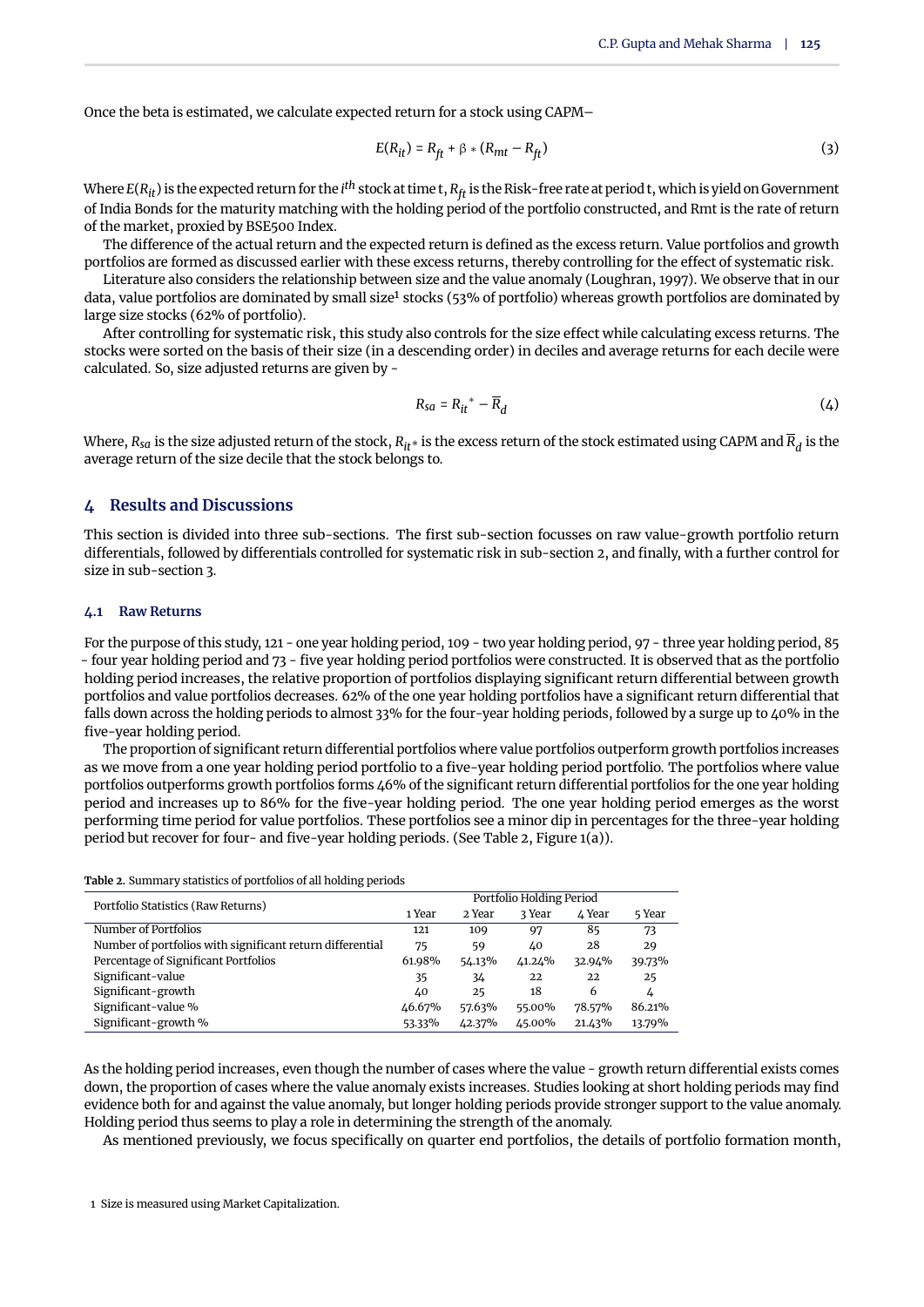Once the beta is estimated, we calculate expected return for a stock using CAPM–

$$E(R_{it}) = R_{ft} + \beta * (R_{mt} - R_{ft}) \tag{3}$$

Where $E(R_{it})$ is the expected return for the $i^{th}$ stock at time t, $R_{ft}$ is the Risk-free rate at period t, which is yield on Government of India Bonds for the maturity matching with the holding period of the portfolio constructed, and Rmt is the rate of return of the market, proxied by BSE500 Index.

The difference of the actual return and the expected return is defined as the excess return. Value portfolios and growth portfolios are formed as discussed earlier with these excess returns, thereby controlling for the effect of systematic risk.

Literature also considers the relationship between size and the value anomaly (Loughran, 1997). We observe that in our data, value portfolios are dominated by small size[1] stocks (53% of portfolio) whereas growth portfolios are dominated by large size stocks (62% of portfolio).

After controlling for systematic risk, this study also controls for the size effect while calculating excess returns. The stocks were sorted on the basis of their size (in a descending order) in deciles and average returns for each decile were calculated. So, size adjusted returns are given by -

$$R_{sa} = R_{it}^{*} - \overline{R}_d \tag{4}$$

Where, $R_{sa}$ is the size adjusted return of the stock, $R_{it}*$ is the excess return of the stock estimated using CAPM and $\overline{R}_d$ is the average return of the size decile that the stock belongs to.

## 4 Results and Discussions

This section is divided into three sub-sections. The first sub-section focusses on raw value-growth portfolio return differentials, followed by differentials controlled for systematic risk in sub-section 2, and finally, with a further control for size in sub-section 3.

### 4.1 Raw Returns

For the purpose of this study, 121 - one year holding period, 109 - two year holding period, 97 - three year holding period, 85 - four year holding period and 73 - five year holding period portfolios were constructed. It is observed that as the portfolio holding period increases, the relative proportion of portfolios displaying significant return differential between growth portfolios and value portfolios decreases. 62% of the one year holding portfolios have a significant return differential that falls down across the holding periods to almost 33% for the four-year holding periods, followed by a surge up to 40% in the five-year holding period.

The proportion of significant return differential portfolios where value portfolios outperform growth portfolios increases as we move from a one year holding period portfolio to a five-year holding period portfolio. The portfolios where value portfolios outperforms growth portfolios forms 46% of the significant return differential portfolios for the one year holding period and increases up to 86% for the five-year holding period. The one year holding period emerges as the worst performing time period for value portfolios. These portfolios see a minor dip in percentages for the three-year holding period but recover for four- and five-year holding periods. (See Table 2, Figure 1(a)).

**Table 2.** Summary statistics of portfolios of all holding periods

| Portfolio Statistics (Raw Returns) | Portfolio Holding Period | | | | |
|---|---|---|---|---|---|
| | 1 Year | 2 Year | 3 Year | 4 Year | 5 Year |
| Number of Portfolios | 121 | 109 | 97 | 85 | 73 |
| Number of portfolios with significant return differential | 75 | 59 | 40 | 28 | 29 |
| Percentage of Significant Portfolios | 61.98% | 54.13% | 41.24% | 32.94% | 39.73% |
| Significant-value | 35 | 34 | 22 | 22 | 25 |
| Significant-growth | 40 | 25 | 18 | 6 | 4 |
| Significant-value % | 46.67% | 57.63% | 55.00% | 78.57% | 86.21% |
| Significant-growth % | 53.33% | 42.37% | 45.00% | 21.43% | 13.79% |

As the holding period increases, even though the number of cases where the value - growth return differential exists comes down, the proportion of cases where the value anomaly exists increases. Studies looking at short holding periods may find evidence both for and against the value anomaly, but longer holding periods provide stronger support to the value anomaly. Holding period thus seems to play a role in determining the strength of the anomaly.

As mentioned previously, we focus specifically on quarter end portfolios, the details of portfolio formation month,

[1] Size is measured using Market Capitalization.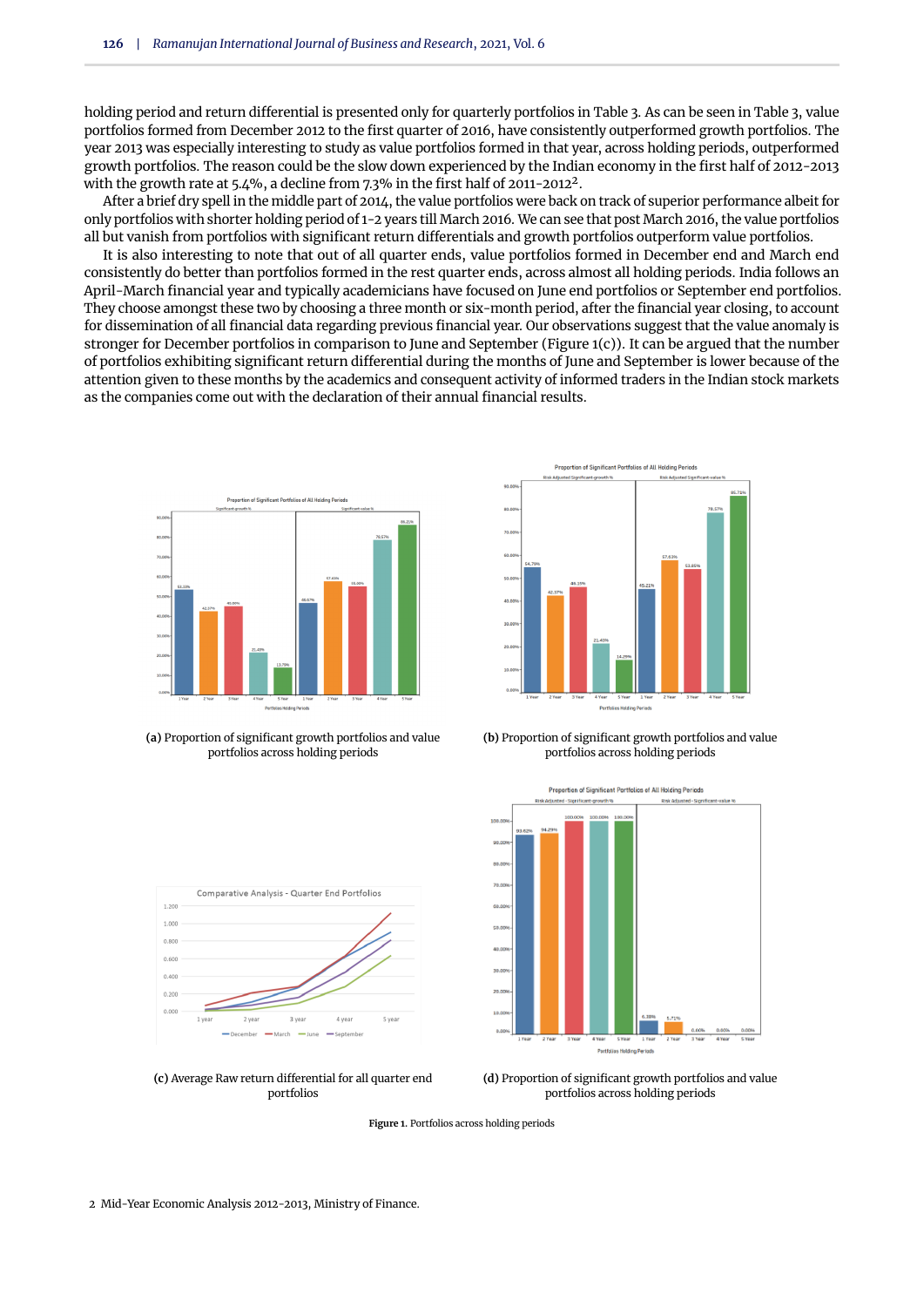holding period and return differential is presented only for quarterly portfolios in Table 3. As can be seen in Table 3, value portfolios formed from December 2012 to the first quarter of 2016, have consistently outperformed growth portfolios. The year 2013 was especially interesting to study as value portfolios formed in that year, across holding periods, outperformed growth portfolios. The reason could be the slow down experienced by the Indian economy in the first half of 2012-2013 with the growth rate at 5.4%, a decline from 7.3% in the first half of 2011-2012[2].

After a brief dry spell in the middle part of 2014, the value portfolios were back on track of superior performance albeit for only portfolios with shorter holding period of 1-2 years till March 2016. We can see that post March 2016, the value portfolios all but vanish from portfolios with significant return differentials and growth portfolios outperform value portfolios.

It is also interesting to note that out of all quarter ends, value portfolios formed in December end and March end consistently do better than portfolios formed in the rest quarter ends, across almost all holding periods. India follows an April-March financial year and typically academicians have focused on June end portfolios or September end portfolios. They choose amongst these two by choosing a three month or six-month period, after the financial year closing, to account for dissemination of all financial data regarding previous financial year. Our observations suggest that the value anomaly is stronger for December portfolios in comparison to June and September (Figure 1(c)). It can be argued that the number of portfolios exhibiting significant return differential during the months of June and September is lower because of the attention given to these months by the academics and consequent activity of informed traders in the Indian stock markets as the companies come out with the declaration of their annual financial results.

**(a)** Proportion of significant growth portfolios and value portfolios across holding periods

**(b)** Proportion of significant growth portfolios and value portfolios across holding periods

**(c)** Average Raw return differential for all quarter end portfolios

**(d)** Proportion of significant growth portfolios and value portfolios across holding periods

**Figure 1.** Portfolios across holding periods

2 Mid-Year Economic Analysis 2012-2013, Ministry of Finance.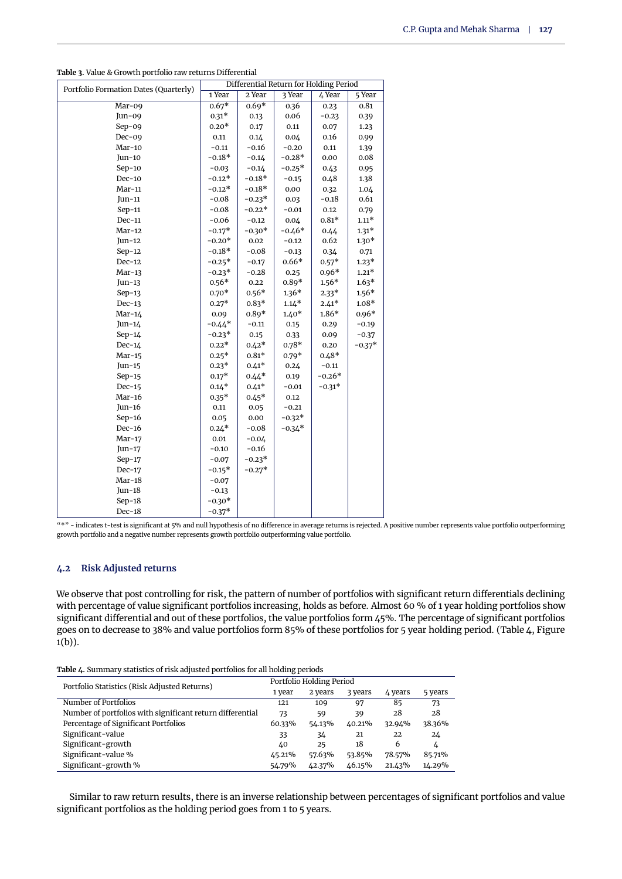**Table 3.** Value & Growth portfolio raw returns Differential

| Portfolio Formation Dates (Quarterly) | Differential Return for Holding Period | | | | |
|---|---|---|---|---|---|
| | 1 Year | 2 Year | 3 Year | 4 Year | 5 Year |
| Mar-09 | 0.67* | 0.69* | 0.36 | 0.23 | 0.81 |
| Jun-09 | 0.31* | 0.13 | 0.06 | −0.23 | 0.39 |
| Sep-09 | 0.20* | 0.17 | 0.11 | 0.07 | 1.23 |
| Dec-09 | 0.11 | 0.14 | 0.04 | 0.16 | 0.99 |
| Mar-10 | −0.11 | −0.16 | −0.20 | 0.11 | 1.39 |
| Jun-10 | −0.18* | −0.14 | −0.28* | 0.00 | 0.08 |
| Sep-10 | −0.03 | −0.14 | −0.25* | 0.43 | 0.95 |
| Dec-10 | −0.12* | −0.18* | −0.15 | 0.48 | 1.38 |
| Mar-11 | −0.12* | −0.18* | 0.00 | 0.32 | 1.04 |
| Jun-11 | −0.08 | −0.23* | 0.03 | −0.18 | 0.61 |
| Sep-11 | −0.08 | −0.22* | −0.01 | 0.12 | 0.79 |
| Dec-11 | −0.06 | −0.12 | 0.04 | 0.81* | 1.11* |
| Mar-12 | −0.17* | −0.30* | −0.46* | 0.44 | 1.31* |
| Jun-12 | −0.20* | 0.02 | −0.12 | 0.62 | 1.30* |
| Sep-12 | −0.18* | −0.08 | −0.13 | 0.34 | 0.71 |
| Dec-12 | −0.25* | −0.17 | 0.66* | 0.57* | 1.23* |
| Mar-13 | −0.23* | −0.28 | 0.25 | 0.96* | 1.21* |
| Jun-13 | 0.56* | 0.22 | 0.89* | 1.56* | 1.63* |
| Sep-13 | 0.70* | 0.56* | 1.36* | 2.33* | 1.56* |
| Dec-13 | 0.27* | 0.83* | 1.14* | 2.41* | 1.08* |
| Mar-14 | 0.09 | 0.89* | 1.40* | 1.86* | 0.96* |
| Jun-14 | −0.44* | −0.11 | 0.15 | 0.29 | −0.19 |
| Sep-14 | −0.23* | 0.15 | 0.33 | 0.09 | −0.37 |
| Dec-14 | 0.22* | 0.42* | 0.78* | 0.20 | −0.37* |
| Mar-15 | 0.25* | 0.81* | 0.79* | 0.48* | |
| Jun-15 | 0.23* | 0.41* | 0.24 | −0.11 | |
| Sep-15 | 0.17* | 0.44* | 0.19 | −0.26* | |
| Dec-15 | 0.14* | 0.41* | −0.01 | −0.31* | |
| Mar-16 | 0.35* | 0.45* | 0.12 | | |
| Jun-16 | 0.11 | 0.05 | −0.21 | | |
| Sep-16 | 0.05 | 0.00 | −0.32* | | |
| Dec-16 | 0.24* | −0.08 | −0.34* | | |
| Mar-17 | 0.01 | −0.04 | | | |
| Jun-17 | −0.10 | −0.16 | | | |
| Sep-17 | −0.07 | −0.23* | | | |
| Dec-17 | −0.15* | −0.27* | | | |
| Mar-18 | −0.07 | | | | |
| Jun-18 | −0.13 | | | | |
| Sep-18 | −0.30* | | | | |
| Dec-18 | −0.37* | | | | |

"*" - indicates t-test is significant at 5% and null hypothesis of no difference in average returns is rejected. A positive number represents value portfolio outperforming growth portfolio and a negative number represents growth portfolio outperforming value portfolio.

### 4.2 Risk Adjusted returns

We observe that post controlling for risk, the pattern of number of portfolios with significant return differentials declining with percentage of value significant portfolios increasing, holds as before. Almost 60 % of 1 year holding portfolios show significant differential and out of these portfolios, the value portfolios form 45%. The percentage of significant portfolios goes on to decrease to 38% and value portfolios form 85% of these portfolios for 5 year holding period. (Table 4, Figure 1(b)).

**Table 4.** Summary statistics of risk adjusted portfolios for all holding periods

| Portfolio Statistics (Risk Adjusted Returns) | Portfolio Holding Period | | | | |
|---|---|---|---|---|---|
| | 1 year | 2 years | 3 years | 4 years | 5 years |
| Number of Portfolios | 121 | 109 | 97 | 85 | 73 |
| Number of portfolios with significant return differential | 73 | 59 | 39 | 28 | 28 |
| Percentage of Significant Portfolios | 60.33% | 54.13% | 40.21% | 32.94% | 38.36% |
| Significant-value | 33 | 34 | 21 | 22 | 24 |
| Significant-growth | 40 | 25 | 18 | 6 | 4 |
| Significant-value % | 45.21% | 57.63% | 53.85% | 78.57% | 85.71% |
| Significant-growth % | 54.79% | 42.37% | 46.15% | 21.43% | 14.29% |

Similar to raw return results, there is an inverse relationship between percentages of significant portfolios and value significant portfolios as the holding period goes from 1 to 5 years.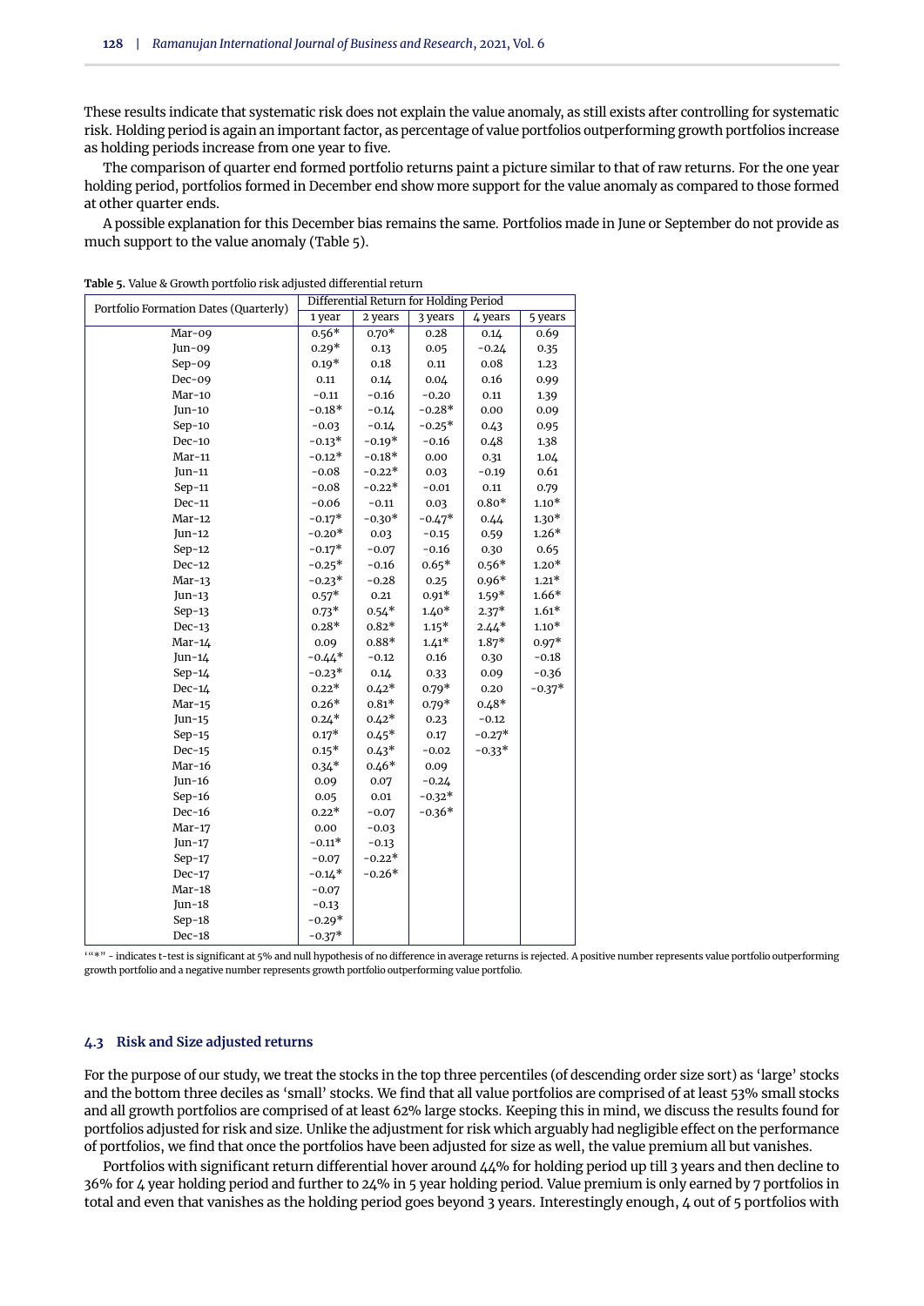These results indicate that systematic risk does not explain the value anomaly, as still exists after controlling for systematic risk. Holding period is again an important factor, as percentage of value portfolios outperforming growth portfolios increase as holding periods increase from one year to five.

The comparison of quarter end formed portfolio returns paint a picture similar to that of raw returns. For the one year holding period, portfolios formed in December end show more support for the value anomaly as compared to those formed at other quarter ends.

A possible explanation for this December bias remains the same. Portfolios made in June or September do not provide as much support to the value anomaly (Table 5).

**Table 5.** Value & Growth portfolio risk adjusted differential return

| Portfolio Formation Dates (Quarterly) | Differential Return for Holding Period | | | | |
|---|---|---|---|---|---|
| | 1 year | 2 years | 3 years | 4 years | 5 years |
| Mar-09 | 0.56* | 0.70* | 0.28 | 0.14 | 0.69 |
| Jun-09 | 0.29* | 0.13 | 0.05 | -0.24 | 0.35 |
| Sep-09 | 0.19* | 0.18 | 0.11 | 0.08 | 1.23 |
| Dec-09 | 0.11 | 0.14 | 0.04 | 0.16 | 0.99 |
| Mar-10 | -0.11 | -0.16 | -0.20 | 0.11 | 1.39 |
| Jun-10 | -0.18* | -0.14 | -0.28* | 0.00 | 0.09 |
| Sep-10 | -0.03 | -0.14 | -0.25* | 0.43 | 0.95 |
| Dec-10 | -0.13* | -0.19* | -0.16 | 0.48 | 1.38 |
| Mar-11 | -0.12* | -0.18* | 0.00 | 0.31 | 1.04 |
| Jun-11 | -0.08 | -0.22* | 0.03 | -0.19 | 0.61 |
| Sep-11 | -0.08 | -0.22* | -0.01 | 0.11 | 0.79 |
| Dec-11 | -0.06 | -0.11 | 0.03 | 0.80* | 1.10* |
| Mar-12 | -0.17* | -0.30* | -0.47* | 0.44 | 1.30* |
| Jun-12 | -0.20* | 0.03 | -0.15 | 0.59 | 1.26* |
| Sep-12 | -0.17* | -0.07 | -0.16 | 0.30 | 0.65 |
| Dec-12 | -0.25* | -0.16 | 0.65* | 0.56* | 1.20* |
| Mar-13 | -0.23* | -0.28 | 0.25 | 0.96* | 1.21* |
| Jun-13 | 0.57* | 0.21 | 0.91* | 1.59* | 1.66* |
| Sep-13 | 0.73* | 0.54* | 1.40* | 2.37* | 1.61* |
| Dec-13 | 0.28* | 0.82* | 1.15* | 2.44* | 1.10* |
| Mar-14 | 0.09 | 0.88* | 1.41* | 1.87* | 0.97* |
| Jun-14 | -0.44* | -0.12 | 0.16 | 0.30 | -0.18 |
| Sep-14 | -0.23* | 0.14 | 0.33 | 0.09 | -0.36 |
| Dec-14 | 0.22* | 0.42* | 0.79* | 0.20 | -0.37* |
| Mar-15 | 0.26* | 0.81* | 0.79* | 0.48* | |
| Jun-15 | 0.24* | 0.42* | 0.23 | -0.12 | |
| Sep-15 | 0.17* | 0.45* | 0.17 | -0.27* | |
| Dec-15 | 0.15* | 0.43* | -0.02 | -0.33* | |
| Mar-16 | 0.34* | 0.46* | 0.09 | | |
| Jun-16 | 0.09 | 0.07 | -0.24 | | |
| Sep-16 | 0.05 | 0.01 | -0.32* | | |
| Dec-16 | 0.22* | -0.07 | -0.36* | | |
| Mar-17 | 0.00 | -0.03 | | | |
| Jun-17 | -0.11* | -0.13 | | | |
| Sep-17 | -0.07 | -0.22* | | | |
| Dec-17 | -0.14* | -0.26* | | | |
| Mar-18 | -0.07 | | | | |
| Jun-18 | -0.13 | | | | |
| Sep-18 | -0.29* | | | | |
| Dec-18 | -0.37* | | | | |

'"*" - indicates t-test is significant at 5% and null hypothesis of no difference in average returns is rejected. A positive number represents value portfolio outperforming growth portfolio and a negative number represents growth portfolio outperforming value portfolio.

### 4.3 Risk and Size adjusted returns

For the purpose of our study, we treat the stocks in the top three percentiles (of descending order size sort) as 'large' stocks and the bottom three deciles as 'small' stocks. We find that all value portfolios are comprised of at least 53% small stocks and all growth portfolios are comprised of at least 62% large stocks. Keeping this in mind, we discuss the results found for portfolios adjusted for risk and size. Unlike the adjustment for risk which arguably had negligible effect on the performance of portfolios, we find that once the portfolios have been adjusted for size as well, the value premium all but vanishes.

Portfolios with significant return differential hover around 44% for holding period up till 3 years and then decline to 36% for 4 year holding period and further to 24% in 5 year holding period. Value premium is only earned by 7 portfolios in total and even that vanishes as the holding period goes beyond 3 years. Interestingly enough, 4 out of 5 portfolios with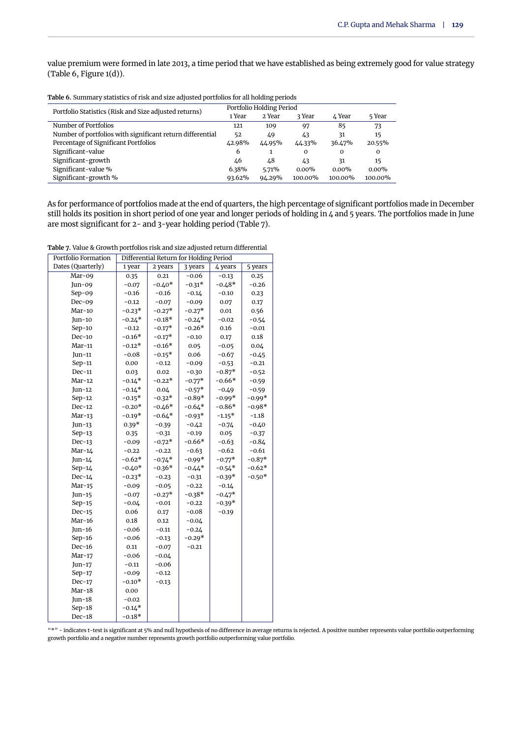value premium were formed in late 2013, a time period that we have established as being extremely good for value strategy (Table 6, Figure 1(d)).

**Table 6.** Summary statistics of risk and size adjusted portfolios for all holding periods

| Portfolio Statistics (Risk and Size adjusted returns) | Portfolio Holding Period | | | | |
|---|---|---|---|---|---|
| | 1 Year | 2 Year | 3 Year | 4 Year | 5 Year |
| Number of Portfolios | 121 | 109 | 97 | 85 | 73 |
| Number of portfolios with significant return differential | 52 | 49 | 43 | 31 | 15 |
| Percentage of Significant Portfolios | 42.98% | 44.95% | 44.33% | 36.47% | 20.55% |
| Significant-value | 6 | 1 | 0 | 0 | 0 |
| Significant-growth | 46 | 48 | 43 | 31 | 15 |
| Significant-value % | 6.38% | 5.71% | 0.00% | 0.00% | 0.00% |
| Significant-growth % | 93.62% | 94.29% | 100.00% | 100.00% | 100.00% |

As for performance of portfolios made at the end of quarters, the high percentage of significant portfolios made in December still holds its position in short period of one year and longer periods of holding in 4 and 5 years. The portfolios made in June are most significant for 2- and 3-year holding period (Table 7).

**Table 7.** Value & Growth portfolios risk and size adjusted return differential

| Portfolio Formation Dates (Quarterly) | Differential Return for Holding Period | | | | |
|---|---|---|---|---|---|
| | 1 year | 2 years | 3 years | 4 years | 5 years |
| Mar-09 | 0.35 | 0.21 | −0.06 | −0.13 | 0.25 |
| Jun-09 | −0.07 | −0.40* | −0.31* | −0.48* | −0.26 |
| Sep-09 | −0.16 | −0.16 | −0.14 | −0.10 | 0.23 |
| Dec-09 | −0.12 | −0.07 | −0.09 | 0.07 | 0.17 |
| Mar-10 | −0.23* | −0.27* | −0.27* | 0.01 | 0.56 |
| Jun-10 | −0.24* | −0.18* | −0.24* | −0.02 | −0.54 |
| Sep-10 | −0.12 | −0.17* | −0.26* | 0.16 | −0.01 |
| Dec-10 | −0.16* | −0.17* | −0.10 | 0.17 | 0.18 |
| Mar-11 | −0.12* | −0.16* | 0.05 | −0.05 | 0.04 |
| Jun-11 | −0.08 | −0.15* | 0.06 | −0.67 | −0.45 |
| Sep-11 | 0.00 | −0.12 | −0.09 | −0.53 | −0.21 |
| Dec-11 | 0.03 | 0.02 | −0.30 | −0.87* | −0.52 |
| Mar-12 | −0.14* | −0.22* | −0.77* | −0.66* | −0.59 |
| Jun-12 | −0.14* | 0.04 | −0.57* | −0.49 | −0.59 |
| Sep-12 | −0.15* | −0.32* | −0.89* | −0.99* | −0.99* |
| Dec-12 | −0.20* | −0.46* | −0.64* | −0.86* | −0.98* |
| Mar-13 | −0.19* | −0.64* | −0.93* | −1.15* | −1.18 |
| Jun-13 | 0.39* | −0.39 | −0.42 | −0.74 | −0.40 |
| Sep-13 | 0.35 | −0.31 | −0.19 | 0.05 | −0.37 |
| Dec-13 | −0.09 | −0.72* | −0.66* | −0.63 | −0.84 |
| Mar-14 | −0.22 | −0.22 | −0.63 | −0.62 | −0.61 |
| Jun-14 | −0.62* | −0.74* | −0.99* | −0.77* | −0.87* |
| Sep-14 | −0.40* | −0.36* | −0.44* | −0.54* | −0.62* |
| Dec-14 | −0.23* | −0.23 | −0.31 | −0.39* | −0.50* |
| Mar-15 | −0.09 | −0.05 | −0.22 | −0.14 | |
| Jun-15 | −0.07 | −0.27* | −0.38* | −0.47* | |
| Sep-15 | −0.04 | −0.01 | −0.22 | −0.39* | |
| Dec-15 | 0.06 | 0.17 | −0.08 | −0.19 | |
| Mar-16 | 0.18 | 0.12 | −0.04 | | |
| Jun-16 | −0.06 | −0.11 | −0.24 | | |
| Sep-16 | −0.06 | −0.13 | −0.29* | | |
| Dec-16 | 0.11 | −0.07 | −0.21 | | |
| Mar-17 | −0.06 | −0.04 | | | |
| Jun-17 | −0.11 | −0.06 | | | |
| Sep-17 | −0.09 | −0.12 | | | |
| Dec-17 | −0.10* | −0.13 | | | |
| Mar-18 | 0.00 | | | | |
| Jun-18 | −0.02 | | | | |
| Sep-18 | −0.14* | | | | |
| Dec-18 | −0.18* | | | | |

"*" - indicates t-test is significant at 5% and null hypothesis of no difference in average returns is rejected. A positive number represents value portfolio outperforming growth portfolio and a negative number represents growth portfolio outperforming value portfolio.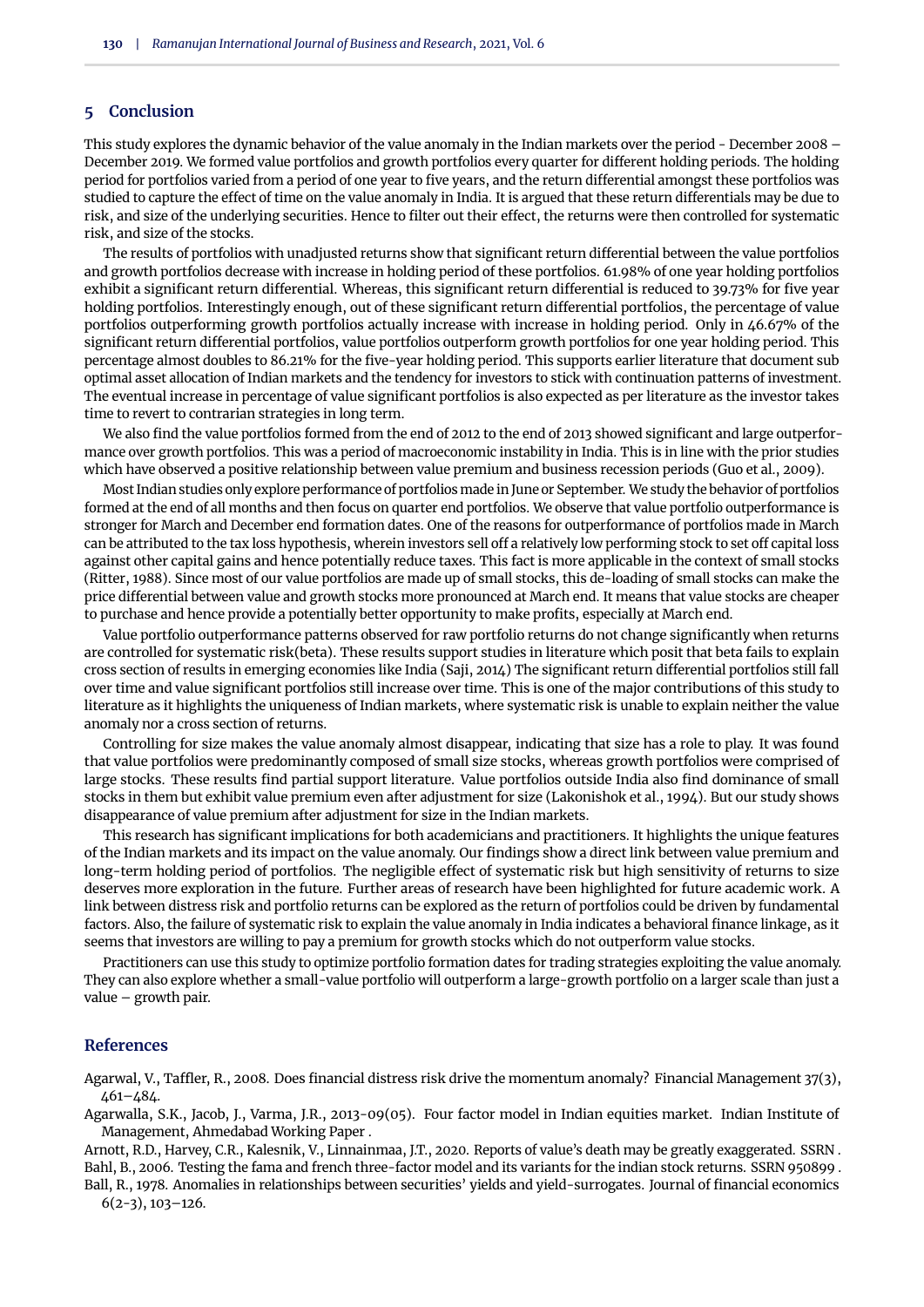## 5 Conclusion

This study explores the dynamic behavior of the value anomaly in the Indian markets over the period - December 2008 – December 2019. We formed value portfolios and growth portfolios every quarter for different holding periods. The holding period for portfolios varied from a period of one year to five years, and the return differential amongst these portfolios was studied to capture the effect of time on the value anomaly in India. It is argued that these return differentials may be due to risk, and size of the underlying securities. Hence to filter out their effect, the returns were then controlled for systematic risk, and size of the stocks.

The results of portfolios with unadjusted returns show that significant return differential between the value portfolios and growth portfolios decrease with increase in holding period of these portfolios. 61.98% of one year holding portfolios exhibit a significant return differential. Whereas, this significant return differential is reduced to 39.73% for five year holding portfolios. Interestingly enough, out of these significant return differential portfolios, the percentage of value portfolios outperforming growth portfolios actually increase with increase in holding period. Only in 46.67% of the significant return differential portfolios, value portfolios outperform growth portfolios for one year holding period. This percentage almost doubles to 86.21% for the five-year holding period. This supports earlier literature that document sub optimal asset allocation of Indian markets and the tendency for investors to stick with continuation patterns of investment. The eventual increase in percentage of value significant portfolios is also expected as per literature as the investor takes time to revert to contrarian strategies in long term.

We also find the value portfolios formed from the end of 2012 to the end of 2013 showed significant and large outperformance over growth portfolios. This was a period of macroeconomic instability in India. This is in line with the prior studies which have observed a positive relationship between value premium and business recession periods (Guo et al., 2009).

Most Indian studies only explore performance of portfolios made in June or September. We study the behavior of portfolios formed at the end of all months and then focus on quarter end portfolios. We observe that value portfolio outperformance is stronger for March and December end formation dates. One of the reasons for outperformance of portfolios made in March can be attributed to the tax loss hypothesis, wherein investors sell off a relatively low performing stock to set off capital loss against other capital gains and hence potentially reduce taxes. This fact is more applicable in the context of small stocks (Ritter, 1988). Since most of our value portfolios are made up of small stocks, this de-loading of small stocks can make the price differential between value and growth stocks more pronounced at March end. It means that value stocks are cheaper to purchase and hence provide a potentially better opportunity to make profits, especially at March end.

Value portfolio outperformance patterns observed for raw portfolio returns do not change significantly when returns are controlled for systematic risk(beta). These results support studies in literature which posit that beta fails to explain cross section of results in emerging economies like India (Saji, 2014) The significant return differential portfolios still fall over time and value significant portfolios still increase over time. This is one of the major contributions of this study to literature as it highlights the uniqueness of Indian markets, where systematic risk is unable to explain neither the value anomaly nor a cross section of returns.

Controlling for size makes the value anomaly almost disappear, indicating that size has a role to play. It was found that value portfolios were predominantly composed of small size stocks, whereas growth portfolios were comprised of large stocks. These results find partial support literature. Value portfolios outside India also find dominance of small stocks in them but exhibit value premium even after adjustment for size (Lakonishok et al., 1994). But our study shows disappearance of value premium after adjustment for size in the Indian markets.

This research has significant implications for both academicians and practitioners. It highlights the unique features of the Indian markets and its impact on the value anomaly. Our findings show a direct link between value premium and long-term holding period of portfolios. The negligible effect of systematic risk but high sensitivity of returns to size deserves more exploration in the future. Further areas of research have been highlighted for future academic work. A link between distress risk and portfolio returns can be explored as the return of portfolios could be driven by fundamental factors. Also, the failure of systematic risk to explain the value anomaly in India indicates a behavioral finance linkage, as it seems that investors are willing to pay a premium for growth stocks which do not outperform value stocks.

Practitioners can use this study to optimize portfolio formation dates for trading strategies exploiting the value anomaly. They can also explore whether a small-value portfolio will outperform a large-growth portfolio on a larger scale than just a value – growth pair.

## References

Agarwal, V., Taffler, R., 2008. Does financial distress risk drive the momentum anomaly? Financial Management 37(3), 461–484.

Agarwalla, S.K., Jacob, J., Varma, J.R., 2013-09(05). Four factor model in Indian equities market. Indian Institute of Management, Ahmedabad Working Paper .

Arnott, R.D., Harvey, C.R., Kalesnik, V., Linnainmaa, J.T., 2020. Reports of value's death may be greatly exaggerated. SSRN .

Bahl, B., 2006. Testing the fama and french three-factor model and its variants for the indian stock returns. SSRN 950899 .

Ball, R., 1978. Anomalies in relationships between securities' yields and yield-surrogates. Journal of financial economics 6(2-3), 103–126.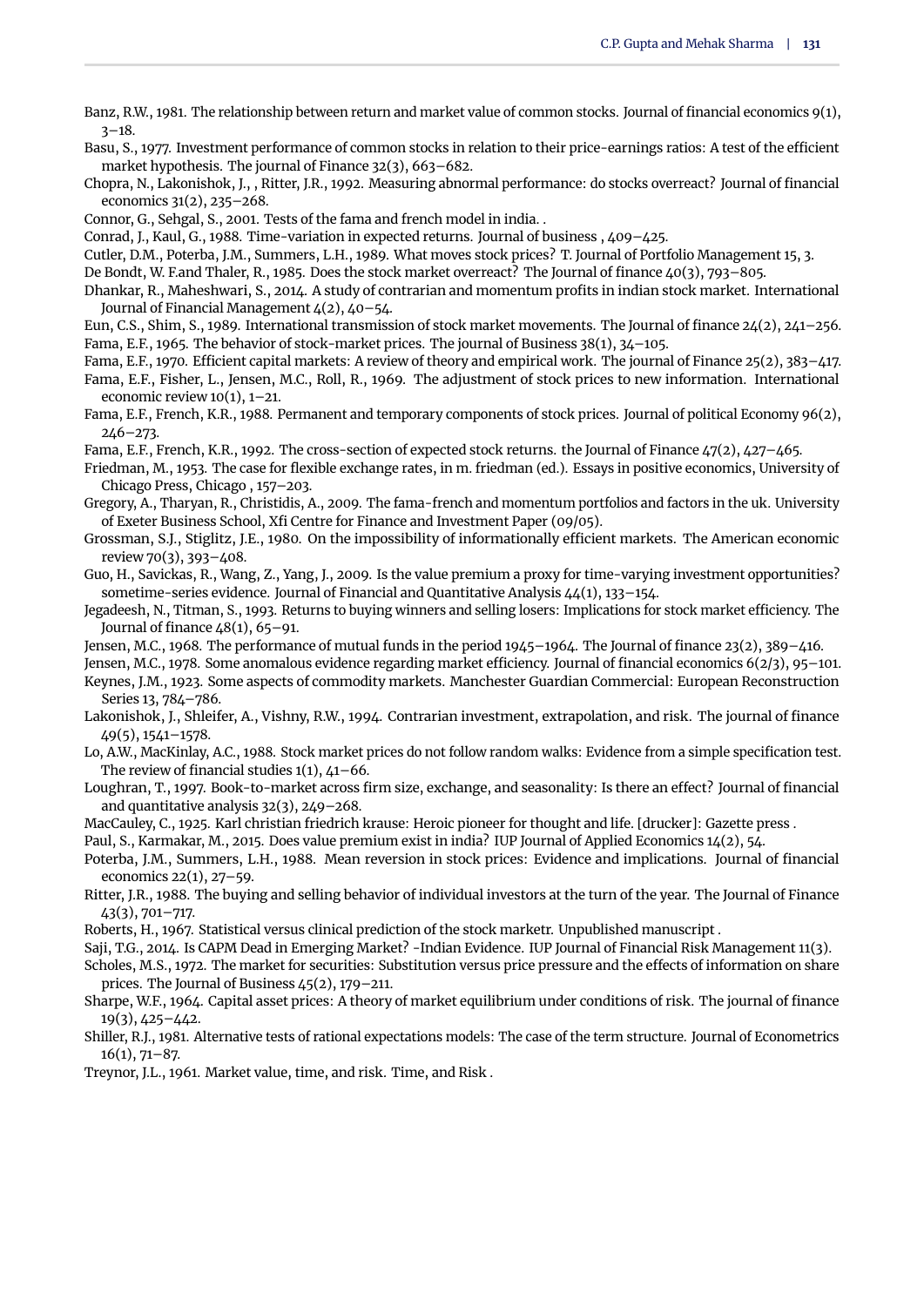Banz, R.W., 1981. The relationship between return and market value of common stocks. Journal of financial economics 9(1), 3–18.

Basu, S., 1977. Investment performance of common stocks in relation to their price-earnings ratios: A test of the efficient market hypothesis. The journal of Finance 32(3), 663–682.

Chopra, N., Lakonishok, J., , Ritter, J.R., 1992. Measuring abnormal performance: do stocks overreact? Journal of financial economics 31(2), 235–268.

Connor, G., Sehgal, S., 2001. Tests of the fama and french model in india. .

Conrad, J., Kaul, G., 1988. Time-variation in expected returns. Journal of business , 409–425.

Cutler, D.M., Poterba, J.M., Summers, L.H., 1989. What moves stock prices? T. Journal of Portfolio Management 15, 3.

De Bondt, W. F.and Thaler, R., 1985. Does the stock market overreact? The Journal of finance 40(3), 793–805.

Dhankar, R., Maheshwari, S., 2014. A study of contrarian and momentum profits in indian stock market. International Journal of Financial Management 4(2), 40–54.

Eun, C.S., Shim, S., 1989. International transmission of stock market movements. The Journal of finance 24(2), 241–256.

Fama, E.F., 1965. The behavior of stock-market prices. The journal of Business 38(1), 34–105.

Fama, E.F., 1970. Efficient capital markets: A review of theory and empirical work. The journal of Finance 25(2), 383–417.

Fama, E.F., Fisher, L., Jensen, M.C., Roll, R., 1969. The adjustment of stock prices to new information. International economic review 10(1), 1–21.

Fama, E.F., French, K.R., 1988. Permanent and temporary components of stock prices. Journal of political Economy 96(2), 246–273.

Fama, E.F., French, K.R., 1992. The cross-section of expected stock returns. the Journal of Finance 47(2), 427–465.

Friedman, M., 1953. The case for flexible exchange rates, in m. friedman (ed.). Essays in positive economics, University of Chicago Press, Chicago , 157–203.

Gregory, A., Tharyan, R., Christidis, A., 2009. The fama-french and momentum portfolios and factors in the uk. University of Exeter Business School, Xfi Centre for Finance and Investment Paper (09/05).

Grossman, S.J., Stiglitz, J.E., 1980. On the impossibility of informationally efficient markets. The American economic review 70(3), 393–408.

Guo, H., Savickas, R., Wang, Z., Yang, J., 2009. Is the value premium a proxy for time-varying investment opportunities? sometime-series evidence. Journal of Financial and Quantitative Analysis 44(1), 133–154.

Jegadeesh, N., Titman, S., 1993. Returns to buying winners and selling losers: Implications for stock market efficiency. The Journal of finance 48(1), 65–91.

Jensen, M.C., 1968. The performance of mutual funds in the period 1945–1964. The Journal of finance 23(2), 389–416.

Jensen, M.C., 1978. Some anomalous evidence regarding market efficiency. Journal of financial economics 6(2/3), 95–101.

Keynes, J.M., 1923. Some aspects of commodity markets. Manchester Guardian Commercial: European Reconstruction Series 13, 784–786.

Lakonishok, J., Shleifer, A., Vishny, R.W., 1994. Contrarian investment, extrapolation, and risk. The journal of finance 49(5), 1541–1578.

Lo, A.W., MacKinlay, A.C., 1988. Stock market prices do not follow random walks: Evidence from a simple specification test. The review of financial studies 1(1), 41–66.

Loughran, T., 1997. Book-to-market across firm size, exchange, and seasonality: Is there an effect? Journal of financial and quantitative analysis 32(3), 249–268.

MacCauley, C., 1925. Karl christian friedrich krause: Heroic pioneer for thought and life. [drucker]: Gazette press .

Paul, S., Karmakar, M., 2015. Does value premium exist in india? IUP Journal of Applied Economics 14(2), 54.

Poterba, J.M., Summers, L.H., 1988. Mean reversion in stock prices: Evidence and implications. Journal of financial economics 22(1), 27–59.

Ritter, J.R., 1988. The buying and selling behavior of individual investors at the turn of the year. The Journal of Finance 43(3), 701–717.

Roberts, H., 1967. Statistical versus clinical prediction of the stock marketr. Unpublished manuscript .

Saji, T.G., 2014. Is CAPM Dead in Emerging Market? -Indian Evidence. IUP Journal of Financial Risk Management 11(3).

Scholes, M.S., 1972. The market for securities: Substitution versus price pressure and the effects of information on share prices. The Journal of Business 45(2), 179–211.

Sharpe, W.F., 1964. Capital asset prices: A theory of market equilibrium under conditions of risk. The journal of finance 19(3), 425–442.

Shiller, R.J., 1981. Alternative tests of rational expectations models: The case of the term structure. Journal of Econometrics 16(1), 71–87.

Treynor, J.L., 1961. Market value, time, and risk. Time, and Risk .